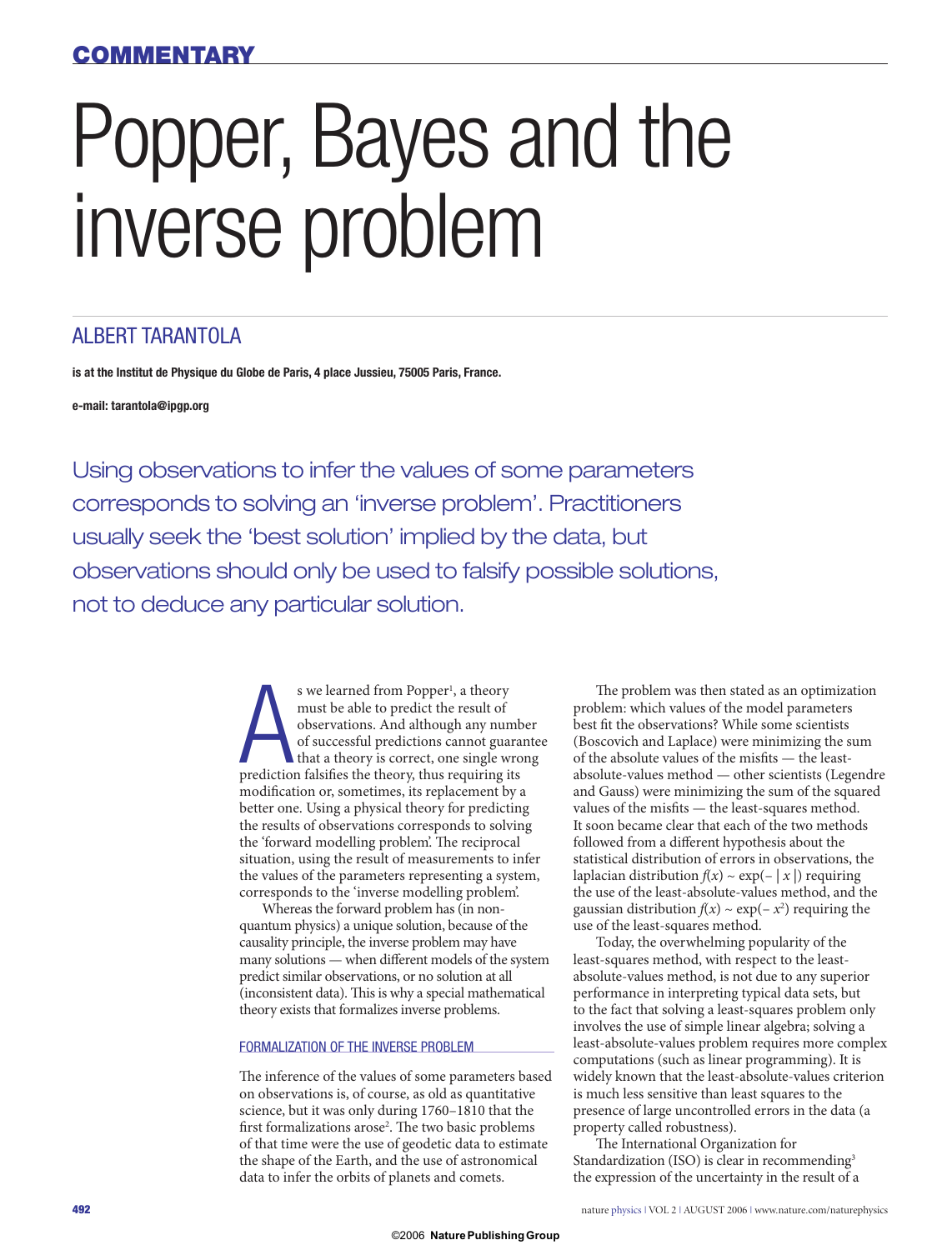COMMENTARY

# Popper, Bayes and the inverse problem

## ALBERT TARANTOLA

**is at the Institut de Physique du Globe de Paris, 4 place Jussieu, 75005 Paris, France.**

**e-mail: tarantola@ipgp.org**

Using observations to infer the values of some parameters corresponds to solving an 'inverse problem'. Practitioners usually seek the 'best solution' implied by the data, but observations should only be used to falsify possible solutions, not to deduce any particular solution.

As we learned from Popper[1], a theory must be able to predict the result of observations. And although any number of successful predictions cannot guarantee that a theory is correct, one single wrong prediction falsifies the theory, thus requiring its modification or, sometimes, its replacement by a better one. Using a physical theory for predicting the results of observations corresponds to solving the 'forward modelling problem'. The reciprocal situation, using the result of measurements to infer the values of the parameters representing a system, corresponds to the 'inverse modelling problem'.

Whereas the forward problem has (in non-quantum physics) a unique solution, because of the causality principle, the inverse problem may have many solutions — when different models of the system predict similar observations, or no solution at all (inconsistent data). This is why a special mathematical theory exists that formalizes inverse problems.

### FORMALIZATION OF THE INVERSE PROBLEM

The inference of the values of some parameters based on observations is, of course, as old as quantitative science, but it was only during 1760–1810 that the first formalizations arose[2]. The two basic problems of that time were the use of geodetic data to estimate the shape of the Earth, and the use of astronomical data to infer the orbits of planets and comets.

The problem was then stated as an optimization problem: which values of the model parameters best fit the observations? While some scientists (Boscovich and Laplace) were minimizing the sum of the absolute values of the misfits — the least-absolute-values method — other scientists (Legendre and Gauss) were minimizing the sum of the squared values of the misfits — the least-squares method. It soon became clear that each of the two methods followed from a different hypothesis about the statistical distribution of errors in observations, the laplacian distribution $f(x) \sim \exp(-|x|)$ requiring the use of the least-absolute-values method, and the gaussian distribution $f(x) \sim \exp(-x^2)$ requiring the use of the least-squares method.

Today, the overwhelming popularity of the least-squares method, with respect to the least-absolute-values method, is not due to any superior performance in interpreting typical data sets, but to the fact that solving a least-squares problem only involves the use of simple linear algebra; solving a least-absolute-values problem requires more complex computations (such as linear programming). It is widely known that the least-absolute-values criterion is much less sensitive than least squares to the presence of large uncontrolled errors in the data (a property called robustness).

The International Organization for Standardization (ISO) is clear in recommending[3] the expression of the uncertainty in the result of a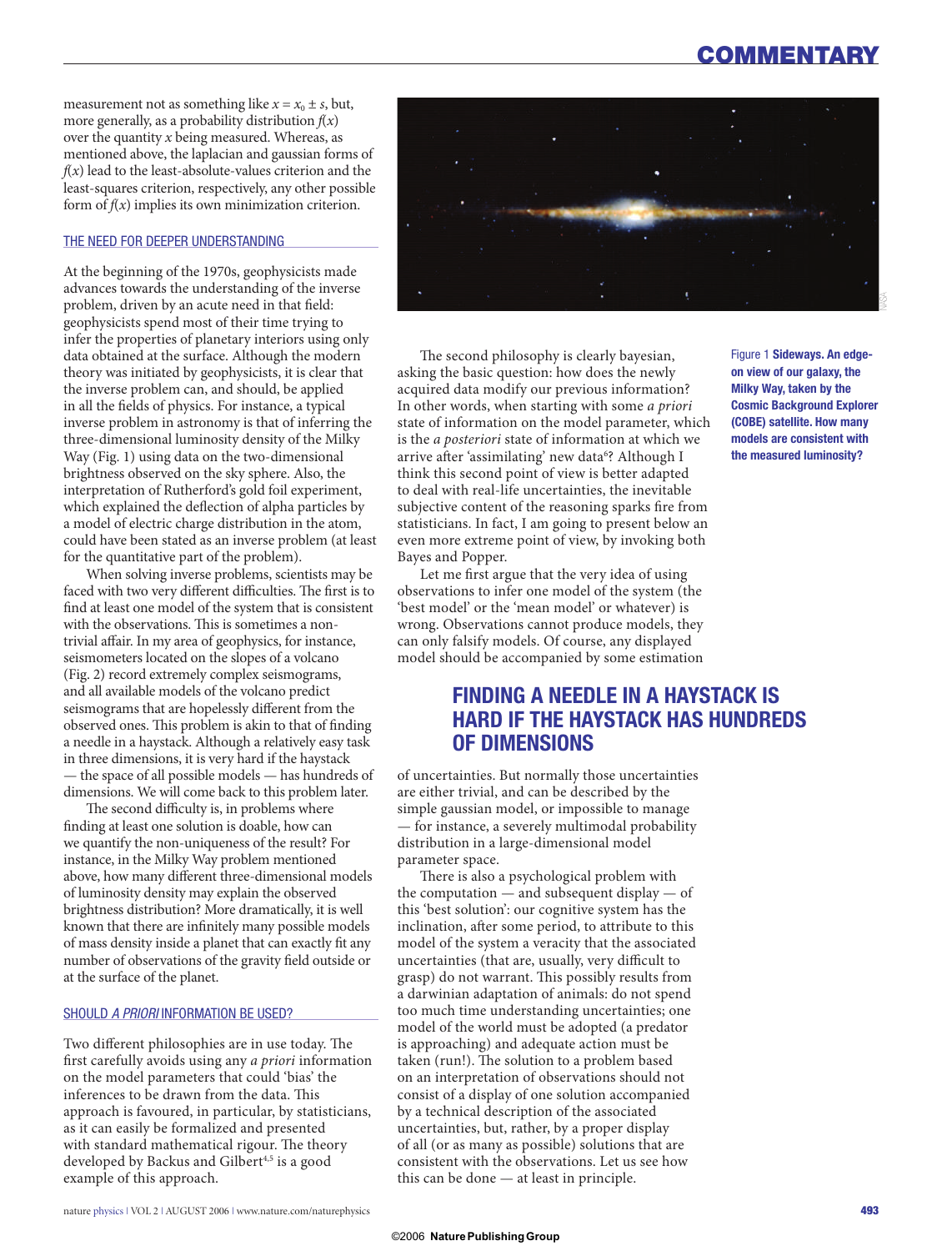measurement not as something like $x = x_0 \pm s$, but, more generally, as a probability distribution $f(x)$ over the quantity $x$ being measured. Whereas, as mentioned above, the laplacian and gaussian forms of $f(x)$ lead to the least-absolute-values criterion and the least-squares criterion, respectively, any other possible form of $f(x)$ implies its own minimization criterion.

## THE NEED FOR DEEPER UNDERSTANDING

At the beginning of the 1970s, geophysicists made advances towards the understanding of the inverse problem, driven by an acute need in that field: geophysicists spend most of their time trying to infer the properties of planetary interiors using only data obtained at the surface. Although the modern theory was initiated by geophysicists, it is clear that the inverse problem can, and should, be applied in all the fields of physics. For instance, a typical inverse problem in astronomy is that of inferring the three-dimensional luminosity density of the Milky Way (Fig. 1) using data on the two-dimensional brightness observed on the sky sphere. Also, the interpretation of Rutherford's gold foil experiment, which explained the deflection of alpha particles by a model of electric charge distribution in the atom, could have been stated as an inverse problem (at least for the quantitative part of the problem).

When solving inverse problems, scientists may be faced with two very different difficulties. The first is to find at least one model of the system that is consistent with the observations. This is sometimes a non-trivial affair. In my area of geophysics, for instance, seismometers located on the slopes of a volcano (Fig. 2) record extremely complex seismograms, and all available models of the volcano predict seismograms that are hopelessly different from the observed ones. This problem is akin to that of finding a needle in a haystack. Although a relatively easy task in three dimensions, it is very hard if the haystack — the space of all possible models — has hundreds of dimensions. We will come back to this problem later.

The second difficulty is, in problems where finding at least one solution is doable, how can we quantify the non-uniqueness of the result? For instance, in the Milky Way problem mentioned above, how many different three-dimensional models of luminosity density may explain the observed brightness distribution? More dramatically, it is well known that there are infinitely many possible models of mass density inside a planet that can exactly fit any number of observations of the gravity field outside or at the surface of the planet.

## SHOULD *A PRIORI* INFORMATION BE USED?

Two different philosophies are in use today. The first carefully avoids using any *a priori* information on the model parameters that could 'bias' the inferences to be drawn from the data. This approach is favoured, in particular, by statisticians, as it can easily be formalized and presented with standard mathematical rigour. The theory developed by Backus and Gilbert[4,5] is a good example of this approach.

Figure 1 **Sideways. An edge-on view of our galaxy, the Milky Way, taken by the Cosmic Background Explorer (COBE) satellite. How many models are consistent with the measured luminosity?**

The second philosophy is clearly bayesian, asking the basic question: how does the newly acquired data modify our previous information? In other words, when starting with some *a priori* state of information on the model parameter, which is the *a posteriori* state of information at which we arrive after 'assimilating' new data[6]? Although I think this second point of view is better adapted to deal with real-life uncertainties, the inevitable subjective content of the reasoning sparks fire from statisticians. In fact, I am going to present below an even more extreme point of view, by invoking both Bayes and Popper.

Let me first argue that the very idea of using observations to infer one model of the system (the 'best model' or the 'mean model' or whatever) is wrong. Observations cannot produce models, they can only falsify models. Of course, any displayed model should be accompanied by some estimation of uncertainties. But normally those uncertainties are either trivial, and can be described by the simple gaussian model, or impossible to manage — for instance, a severely multimodal probability distribution in a large-dimensional model parameter space.

**FINDING A NEEDLE IN A HAYSTACK IS HARD IF THE HAYSTACK HAS HUNDREDS OF DIMENSIONS**

There is also a psychological problem with the computation — and subsequent display — of this 'best solution': our cognitive system has the inclination, after some period, to attribute to this model of the system a veracity that the associated uncertainties (that are, usually, very difficult to grasp) do not warrant. This possibly results from a darwinian adaptation of animals: do not spend too much time understanding uncertainties; one model of the world must be adopted (a predator is approaching) and adequate action must be taken (run!). The solution to a problem based on an interpretation of observations should not consist of a display of one solution accompanied by a technical description of the associated uncertainties, but, rather, by a proper display of all (or as many as possible) solutions that are consistent with the observations. Let us see how this can be done — at least in principle.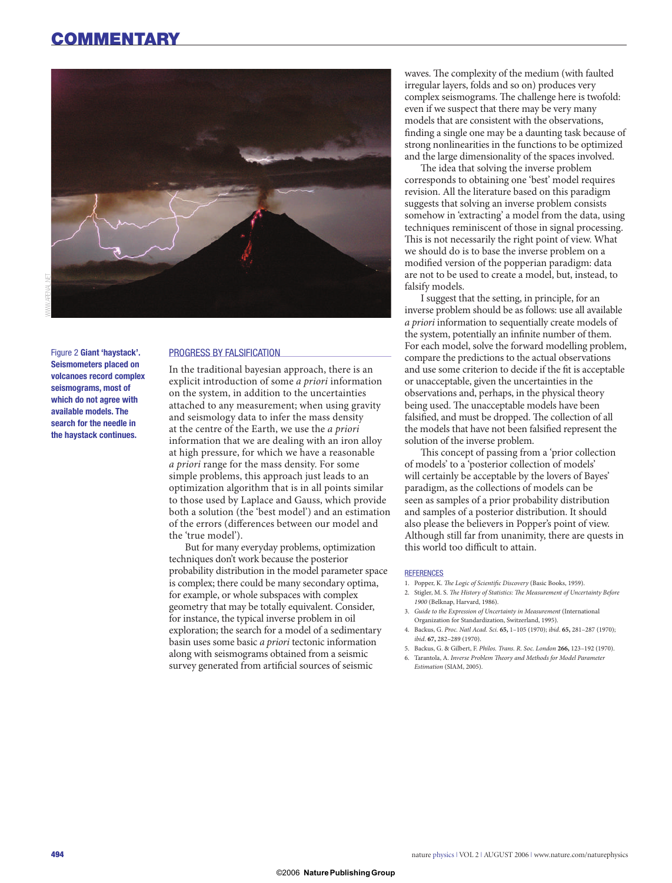Figure 2 **Giant 'haystack'. Seismometers placed on volcanoes record complex seismograms, most of which do not agree with available models. The search for the needle in the haystack continues.**

## PROGRESS BY FALSIFICATION

In the traditional bayesian approach, there is an explicit introduction of some *a priori* information on the system, in addition to the uncertainties attached to any measurement; when using gravity and seismology data to infer the mass density at the centre of the Earth, we use the *a priori* information that we are dealing with an iron alloy at high pressure, for which we have a reasonable *a priori* range for the mass density. For some simple problems, this approach just leads to an optimization algorithm that is in all points similar to those used by Laplace and Gauss, which provide both a solution (the 'best model') and an estimation of the errors (differences between our model and the 'true model').

But for many everyday problems, optimization techniques don't work because the posterior probability distribution in the model parameter space is complex; there could be many secondary optima, for example, or whole subspaces with complex geometry that may be totally equivalent. Consider, for instance, the typical inverse problem in oil exploration; the search for a model of a sedimentary basin uses some basic *a priori* tectonic information along with seismograms obtained from a seismic survey generated from artificial sources of seismic waves. The complexity of the medium (with faulted irregular layers, folds and so on) produces very complex seismograms. The challenge here is twofold: even if we suspect that there may be very many models that are consistent with the observations, finding a single one may be a daunting task because of strong nonlinearities in the functions to be optimized and the large dimensionality of the spaces involved.

The idea that solving the inverse problem corresponds to obtaining one 'best' model requires revision. All the literature based on this paradigm suggests that solving an inverse problem consists somehow in 'extracting' a model from the data, using techniques reminiscent of those in signal processing. This is not necessarily the right point of view. What we should do is to base the inverse problem on a modified version of the popperian paradigm: data are not to be used to create a model, but, instead, to falsify models.

I suggest that the setting, in principle, for an inverse problem should be as follows: use all available *a priori* information to sequentially create models of the system, potentially an infinite number of them. For each model, solve the forward modelling problem, compare the predictions to the actual observations and use some criterion to decide if the fit is acceptable or unacceptable, given the uncertainties in the observations and, perhaps, in the physical theory being used. The unacceptable models have been falsified, and must be dropped. The collection of all the models that have not been falsified represent the solution of the inverse problem.

This concept of passing from a 'prior collection of models' to a 'posterior collection of models' will certainly be acceptable by the lovers of Bayes' paradigm, as the collections of models can be seen as samples of a prior probability distribution and samples of a posterior distribution. It should also please the believers in Popper's point of view. Although still far from unanimity, there are quests in this world too difficult to attain.

## REFERENCES

1. Popper, K. *The Logic of Scientific Discovery* (Basic Books, 1959).
2. Stigler, M. S. *The History of Statistics: The Measurement of Uncertainty Before 1900* (Belknap, Harvard, 1986).
3. *Guide to the Expression of Uncertainty in Measurement* (International Organization for Standardization, Switzerland, 1995).
4. Backus, G. *Proc. Natl Acad. Sci.* **65,** 1–105 (1970); *ibid.* **65,** 281–287 (1970); *ibid.* **67,** 282–289 (1970).
5. Backus, G. & Gilbert, F. *Philos. Trans. R. Soc. London* **266,** 123–192 (1970).
6. Tarantola, A. *Inverse Problem Theory and Methods for Model Parameter Estimation* (SIAM, 2005).